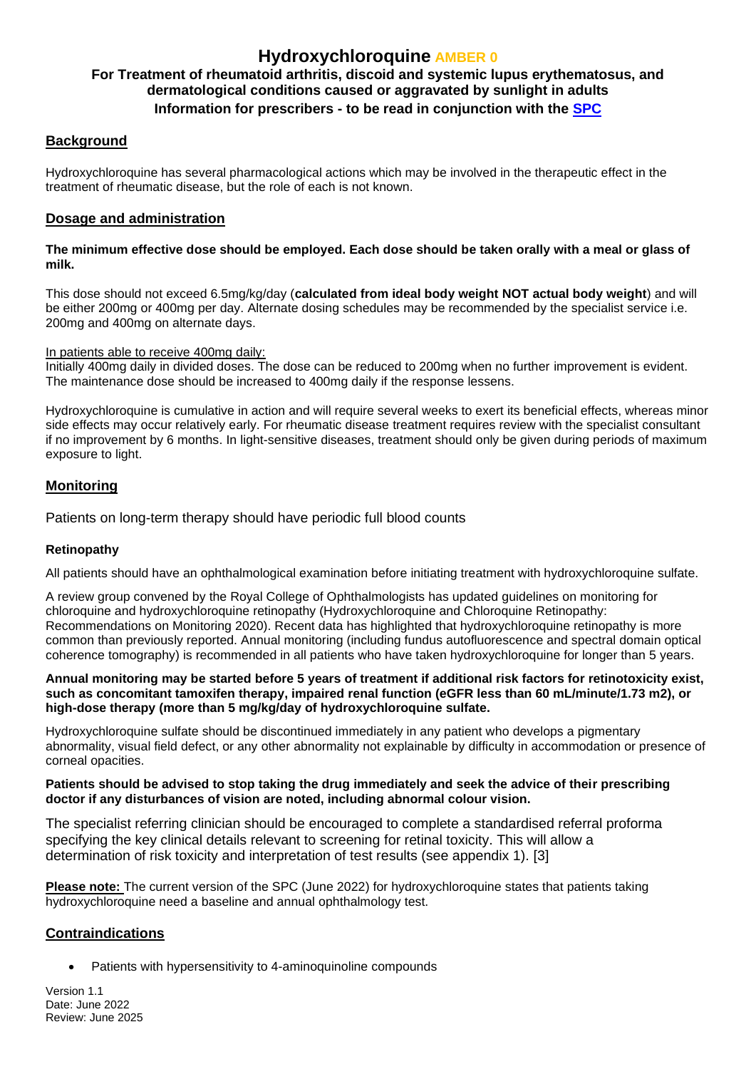# Hydroxychloroquine AMBER 0

## For Treatment of rheumatoid arthritis, discoid and systemic lupus erythematosus, and dermatological conditions caused or aggravated by sunlight in adults

### Information for prescribers - to be read in conjunction with the SPC

## Background

Hydroxychloroquine has several pharmacological actions which may be involved in the therapeutic effect in the treatment of rheumatic disease, but the role of each is not known.

## Dosage and administration

**The minimum effective dose should be employed. Each dose should be taken orally with a meal or glass of milk.**

This dose should not exceed 6.5mg/kg/day (**calculated from ideal body weight NOT actual body weight**) and will be either 200mg or 400mg per day. Alternate dosing schedules may be recommended by the specialist service i.e. 200mg and 400mg on alternate days.

In patients able to receive 400mg daily:
Initially 400mg daily in divided doses. The dose can be reduced to 200mg when no further improvement is evident. The maintenance dose should be increased to 400mg daily if the response lessens.

Hydroxychloroquine is cumulative in action and will require several weeks to exert its beneficial effects, whereas minor side effects may occur relatively early. For rheumatic disease treatment requires review with the specialist consultant if no improvement by 6 months. In light-sensitive diseases, treatment should only be given during periods of maximum exposure to light.

## Monitoring

Patients on long-term therapy should have periodic full blood counts

### Retinopathy

All patients should have an ophthalmological examination before initiating treatment with hydroxychloroquine sulfate.

A review group convened by the Royal College of Ophthalmologists has updated guidelines on monitoring for chloroquine and hydroxychloroquine retinopathy (Hydroxychloroquine and Chloroquine Retinopathy: Recommendations on Monitoring 2020). Recent data has highlighted that hydroxychloroquine retinopathy is more common than previously reported. Annual monitoring (including fundus autofluorescence and spectral domain optical coherence tomography) is recommended in all patients who have taken hydroxychloroquine for longer than 5 years.

**Annual monitoring may be started before 5 years of treatment if additional risk factors for retinotoxicity exist, such as concomitant tamoxifen therapy, impaired renal function (eGFR less than 60 mL/minute/1.73 m2), or high-dose therapy (more than 5 mg/kg/day of hydroxychloroquine sulfate.**

Hydroxychloroquine sulfate should be discontinued immediately in any patient who develops a pigmentary abnormality, visual field defect, or any other abnormality not explainable by difficulty in accommodation or presence of corneal opacities.

**Patients should be advised to stop taking the drug immediately and seek the advice of their prescribing doctor if any disturbances of vision are noted, including abnormal colour vision.**

The specialist referring clinician should be encouraged to complete a standardised referral proforma specifying the key clinical details relevant to screening for retinal toxicity. This will allow a determination of risk toxicity and interpretation of test results (see appendix 1). [3]

**Please note:** The current version of the SPC (June 2022) for hydroxychloroquine states that patients taking hydroxychloroquine need a baseline and annual ophthalmology test.

## Contraindications

- Patients with hypersensitivity to 4-aminoquinoline compounds

Version 1.1
Date: June 2022
Review: June 2025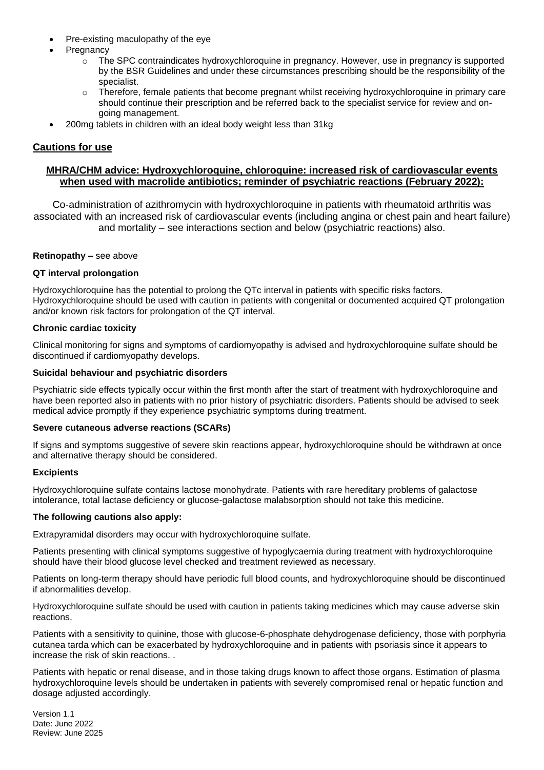- Pre-existing maculopathy of the eye
- Pregnancy
  - The SPC contraindicates hydroxychloroquine in pregnancy. However, use in pregnancy is supported by the BSR Guidelines and under these circumstances prescribing should be the responsibility of the specialist.
  - Therefore, female patients that become pregnant whilst receiving hydroxychloroquine in primary care should continue their prescription and be referred back to the specialist service for review and on-going management.
- 200mg tablets in children with an ideal body weight less than 31kg

## Cautions for use

### MHRA/CHM advice: Hydroxychloroquine, chloroquine: increased risk of cardiovascular events when used with macrolide antibiotics; reminder of psychiatric reactions (February 2022):

Co-administration of azithromycin with hydroxychloroquine in patients with rheumatoid arthritis was associated with an increased risk of cardiovascular events (including angina or chest pain and heart failure) and mortality – see interactions section and below (psychiatric reactions) also.

**Retinopathy –** see above

**QT interval prolongation**

Hydroxychloroquine has the potential to prolong the QTc interval in patients with specific risks factors. Hydroxychloroquine should be used with caution in patients with congenital or documented acquired QT prolongation and/or known risk factors for prolongation of the QT interval.

**Chronic cardiac toxicity**

Clinical monitoring for signs and symptoms of cardiomyopathy is advised and hydroxychloroquine sulfate should be discontinued if cardiomyopathy develops.

**Suicidal behaviour and psychiatric disorders**

Psychiatric side effects typically occur within the first month after the start of treatment with hydroxychloroquine and have been reported also in patients with no prior history of psychiatric disorders. Patients should be advised to seek medical advice promptly if they experience psychiatric symptoms during treatment.

**Severe cutaneous adverse reactions (SCARs)**

If signs and symptoms suggestive of severe skin reactions appear, hydroxychloroquine should be withdrawn at once and alternative therapy should be considered.

**Excipients**

Hydroxychloroquine sulfate contains lactose monohydrate. Patients with rare hereditary problems of galactose intolerance, total lactase deficiency or glucose-galactose malabsorption should not take this medicine.

**The following cautions also apply:**

Extrapyramidal disorders may occur with hydroxychloroquine sulfate.

Patients presenting with clinical symptoms suggestive of hypoglycaemia during treatment with hydroxychloroquine should have their blood glucose level checked and treatment reviewed as necessary.

Patients on long-term therapy should have periodic full blood counts, and hydroxychloroquine should be discontinued if abnormalities develop.

Hydroxychloroquine sulfate should be used with caution in patients taking medicines which may cause adverse skin reactions.

Patients with a sensitivity to quinine, those with glucose-6-phosphate dehydrogenase deficiency, those with porphyria cutanea tarda which can be exacerbated by hydroxychloroquine and in patients with psoriasis since it appears to increase the risk of skin reactions. .

Patients with hepatic or renal disease, and in those taking drugs known to affect those organs. Estimation of plasma hydroxychloroquine levels should be undertaken in patients with severely compromised renal or hepatic function and dosage adjusted accordingly.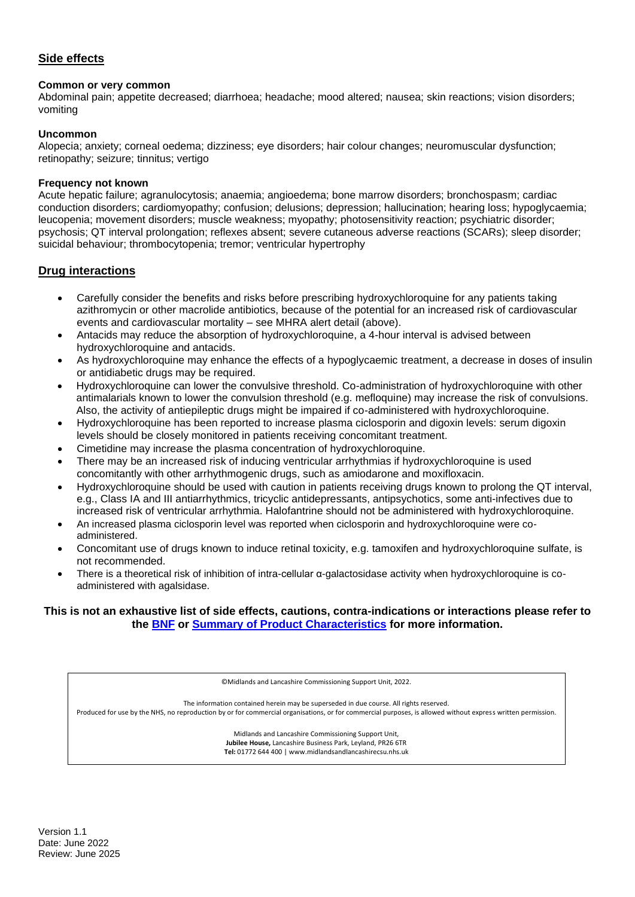## Side effects

**Common or very common**
Abdominal pain; appetite decreased; diarrhoea; headache; mood altered; nausea; skin reactions; vision disorders; vomiting

**Uncommon**
Alopecia; anxiety; corneal oedema; dizziness; eye disorders; hair colour changes; neuromuscular dysfunction; retinopathy; seizure; tinnitus; vertigo

**Frequency not known**
Acute hepatic failure; agranulocytosis; anaemia; angioedema; bone marrow disorders; bronchospasm; cardiac conduction disorders; cardiomyopathy; confusion; delusions; depression; hallucination; hearing loss; hypoglycaemia; leucopenia; movement disorders; muscle weakness; myopathy; photosensitivity reaction; psychiatric disorder; psychosis; QT interval prolongation; reflexes absent; severe cutaneous adverse reactions (SCARs); sleep disorder; suicidal behaviour; thrombocytopenia; tremor; ventricular hypertrophy

## Drug interactions

- Carefully consider the benefits and risks before prescribing hydroxychloroquine for any patients taking azithromycin or other macrolide antibiotics, because of the potential for an increased risk of cardiovascular events and cardiovascular mortality – see MHRA alert detail (above).
- Antacids may reduce the absorption of hydroxychloroquine, a 4-hour interval is advised between hydroxychloroquine and antacids.
- As hydroxychloroquine may enhance the effects of a hypoglycaemic treatment, a decrease in doses of insulin or antidiabetic drugs may be required.
- Hydroxychloroquine can lower the convulsive threshold. Co-administration of hydroxychloroquine with other antimalarials known to lower the convulsion threshold (e.g. mefloquine) may increase the risk of convulsions. Also, the activity of antiepileptic drugs might be impaired if co-administered with hydroxychloroquine.
- Hydroxychloroquine has been reported to increase plasma ciclosporin and digoxin levels: serum digoxin levels should be closely monitored in patients receiving concomitant treatment.
- Cimetidine may increase the plasma concentration of hydroxychloroquine.
- There may be an increased risk of inducing ventricular arrhythmias if hydroxychloroquine is used concomitantly with other arrhythmogenic drugs, such as amiodarone and moxifloxacin.
- Hydroxychloroquine should be used with caution in patients receiving drugs known to prolong the QT interval, e.g., Class IA and III antiarrhythmics, tricyclic antidepressants, antipsychotics, some anti-infectives due to increased risk of ventricular arrhythmia. Halofantrine should not be administered with hydroxychloroquine.
- An increased plasma ciclosporin level was reported when ciclosporin and hydroxychloroquine were co-administered.
- Concomitant use of drugs known to induce retinal toxicity, e.g. tamoxifen and hydroxychloroquine sulfate, is not recommended.
- There is a theoretical risk of inhibition of intra-cellular α-galactosidase activity when hydroxychloroquine is co-administered with agalsidase.

**This is not an exhaustive list of side effects, cautions, contra-indications or interactions please refer to the BNF or Summary of Product Characteristics for more information.**

©Midlands and Lancashire Commissioning Support Unit, 2022.

The information contained herein may be superseded in due course. All rights reserved.
Produced for use by the NHS, no reproduction by or for commercial organisations, or for commercial purposes, is allowed without express written permission.

Midlands and Lancashire Commissioning Support Unit,
**Jubilee House,** Lancashire Business Park, Leyland, PR26 6TR
**Tel:** 01772 644 400 | www.midlandsandlancashirecsu.nhs.uk

Version 1.1
Date: June 2022
Review: June 2025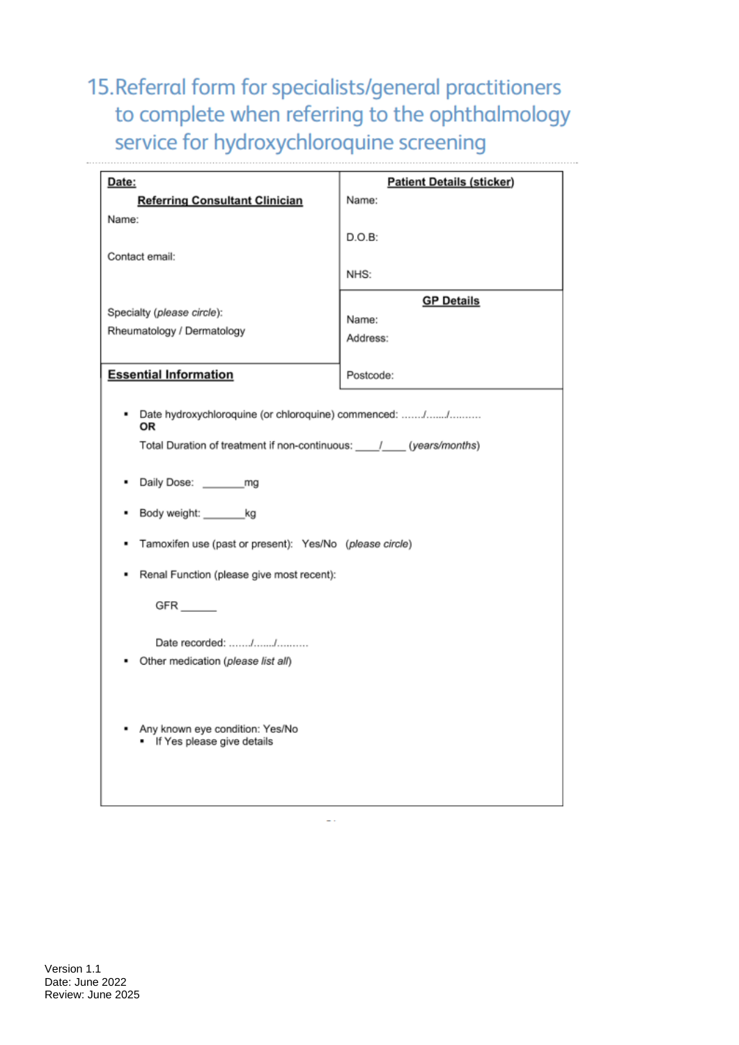## 15. Referral form for specialists/general practitioners to complete when referring to the ophthalmology service for hydroxychloroquine screening

| | |
|---|---|
| **Date:**<br><br>**Referring Consultant Clinician**<br><br>Name:<br><br>Contact email:<br><br>Specialty (*please circle*):<br>Rheumatology / Dermatology | **Patient Details (sticker)**<br><br>Name:<br><br>D.O.B:<br><br>NHS: |
| | **GP Details**<br><br>Name:<br>Address:<br><br>Postcode: |

**Essential Information**

- Date hydroxychloroquine (or chloroquine) commenced: ……/……/………
  **OR**
  Total Duration of treatment if non-continuous: ____/____ (*years/months*)
- Daily Dose: _______mg
- Body weight: _______kg
- Tamoxifen use (past or present): Yes/No (*please circle*)
- Renal Function (please give most recent):

  GFR ______

  Date recorded: ……/……/………
- Other medication (*please list all*)
- Any known eye condition: Yes/No
  - If Yes please give details

Version 1.1
Date: June 2022
Review: June 2025